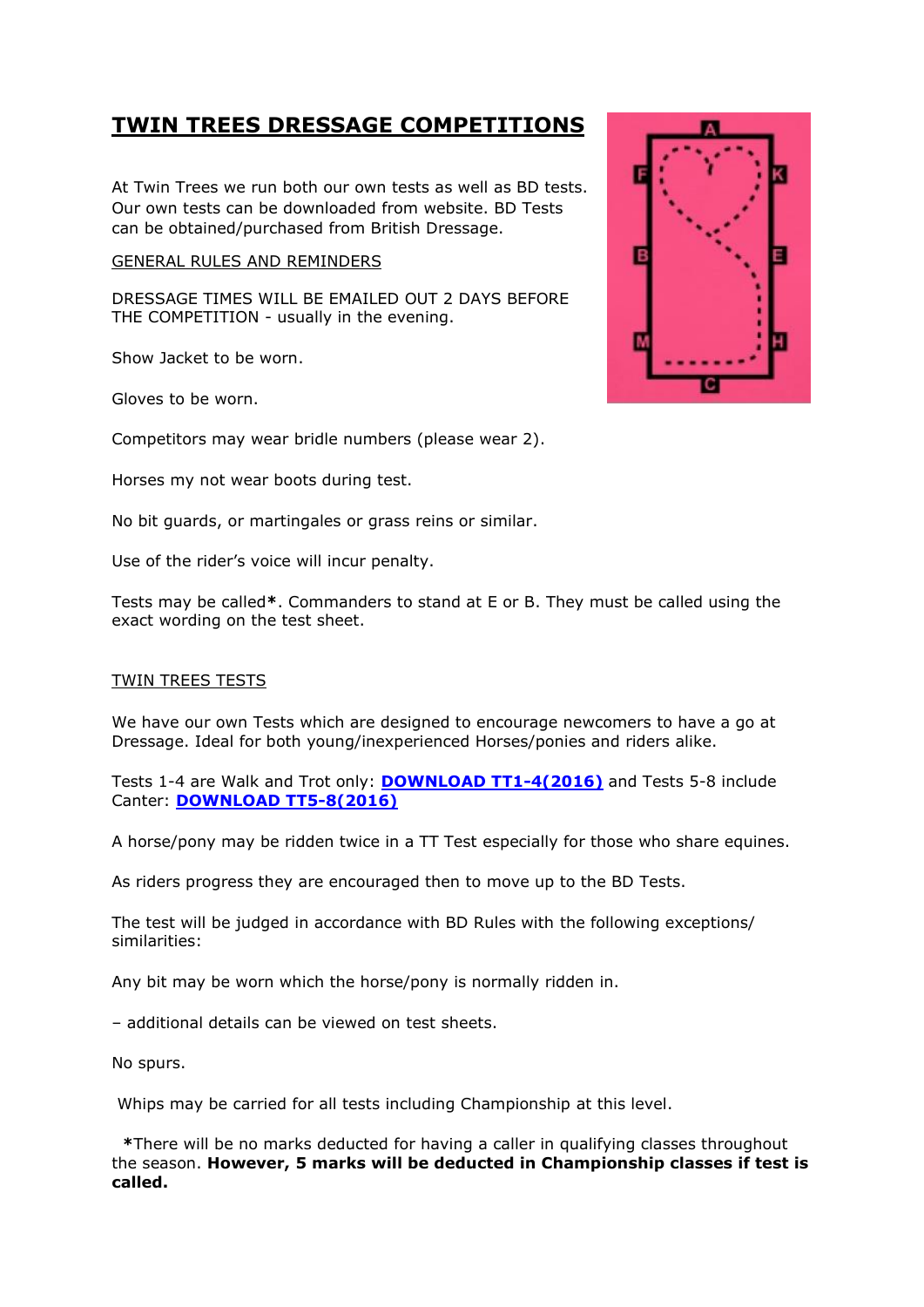# TWIN TREES DRESSAGE COMPETITIONS

At Twin Trees we run both our own tests as well as BD tests. Our own tests can be downloaded from website. BD Tests can be obtained/purchased from British Dressage.

GENERAL RULES AND REMINDERS

DRESSAGE TIMES WILL BE EMAILED OUT 2 DAYS BEFORE THE COMPETITION - usually in the evening.

Show Jacket to be worn.

Gloves to be worn.

Competitors may wear bridle numbers (please wear 2).

Horses my not wear boots during test.

No bit guards, or martingales or grass reins or similar.

Use of the rider's voice will incur penalty.

Tests may be called**\***. Commanders to stand at E or B. They must be called using the exact wording on the test sheet.

TWIN TREES TESTS

We have our own Tests which are designed to encourage newcomers to have a go at Dressage. Ideal for both young/inexperienced Horses/ponies and riders alike.

Tests 1-4 are Walk and Trot only: **DOWNLOAD TT1-4(2016)** and Tests 5-8 include Canter: **DOWNLOAD TT5-8(2016)**

A horse/pony may be ridden twice in a TT Test especially for those who share equines.

As riders progress they are encouraged then to move up to the BD Tests.

The test will be judged in accordance with BD Rules with the following exceptions/ similarities:

Any bit may be worn which the horse/pony is normally ridden in.

– additional details can be viewed on test sheets.

No spurs.

Whips may be carried for all tests including Championship at this level.

**\***There will be no marks deducted for having a caller in qualifying classes throughout the season. **However, 5 marks will be deducted in Championship classes if test is called.**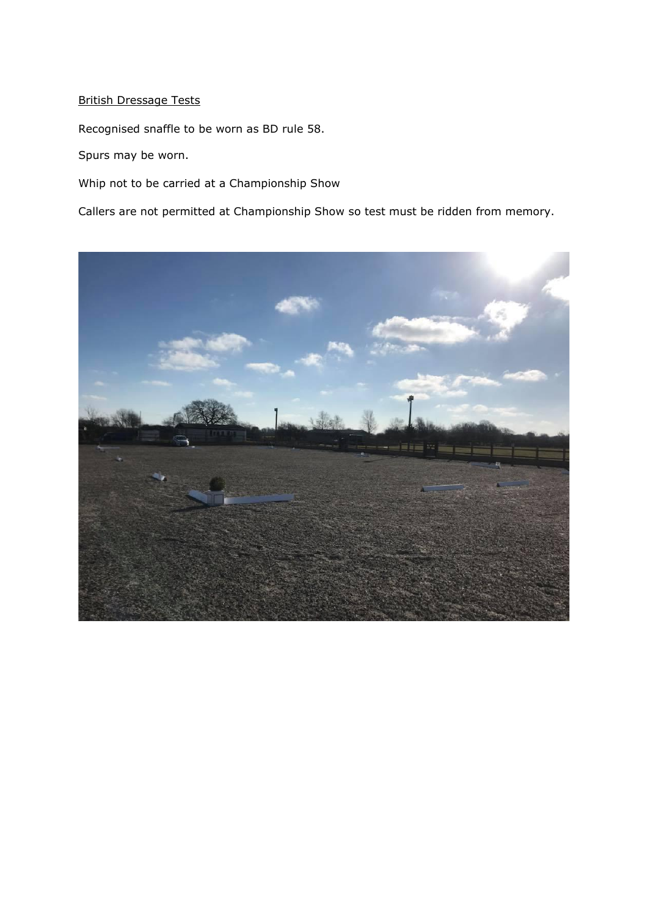British Dressage Tests

Recognised snaffle to be worn as BD rule 58.

Spurs may be worn.

Whip not to be carried at a Championship Show

Callers are not permitted at Championship Show so test must be ridden from memory.